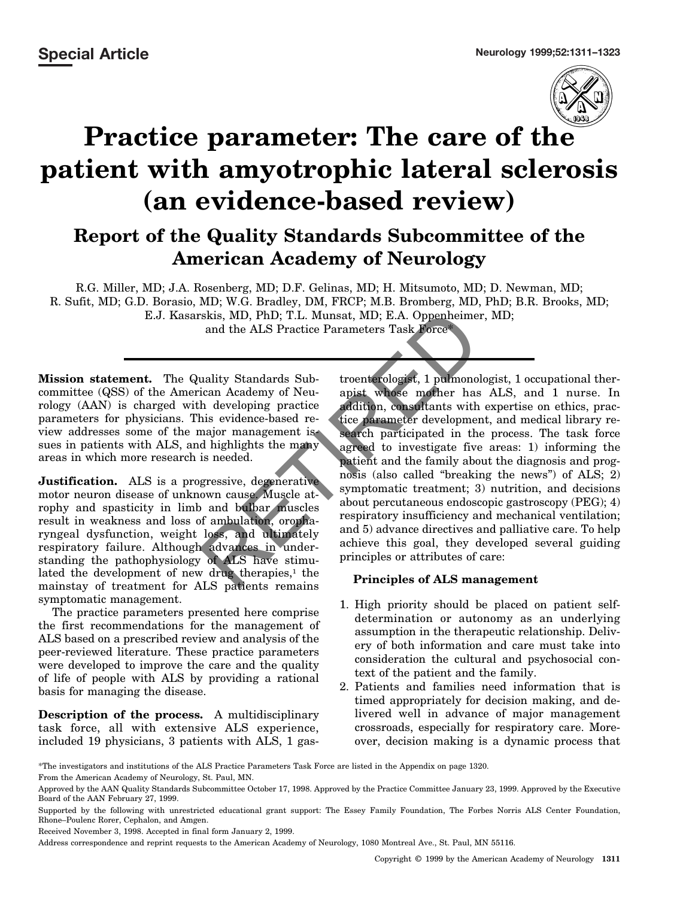Special Article

# Practice parameter: The care of the patient with amyotrophic lateral sclerosis (an evidence-based review)

## Report of the Quality Standards Subcommittee of the American Academy of Neurology

R.G. Miller, MD; J.A. Rosenberg, MD; D.F. Gelinas, MD; H. Mitsumoto, MD; D. Newman, MD; R. Sufit, MD; G.D. Borasio, MD; W.G. Bradley, DM, FRCP; M.B. Bromberg, MD, PhD; B.R. Brooks, MD; E.J. Kasarskis, MD, PhD; T.L. Munsat, MD; E.A. Oppenheimer, MD; and the ALS Practice Parameters Task Force*

RETIRED

**Mission statement.** The Quality Standards Subcommittee (QSS) of the American Academy of Neurology (AAN) is charged with developing practice parameters for physicians. This evidence-based review addresses some of the major management issues in patients with ALS, and highlights the many areas in which more research is needed.

**Justification.** ALS is a progressive, degenerative motor neuron disease of unknown cause. Muscle atrophy and spasticity in limb and bulbar muscles result in weakness and loss of ambulation, oropharyngeal dysfunction, weight loss, and ultimately respiratory failure. Although advances in understanding the pathophysiology of ALS have stimulated the development of new drug therapies,[1] the mainstay of treatment for ALS patients remains symptomatic management.

The practice parameters presented here comprise the first recommendations for the management of ALS based on a prescribed review and analysis of the peer-reviewed literature. These practice parameters were developed to improve the care and the quality of life of people with ALS by providing a rational basis for managing the disease.

**Description of the process.** A multidisciplinary task force, all with extensive ALS experience, included 19 physicians, 3 patients with ALS, 1 gastroenterologist, 1 pulmonologist, 1 occupational therapist whose mother has ALS, and 1 nurse. In addition, consultants with expertise on ethics, practice parameter development, and medical library research participated in the process. The task force agreed to investigate five areas: 1) informing the patient and the family about the diagnosis and prognosis (also called "breaking the news") of ALS; 2) symptomatic treatment; 3) nutrition, and decisions about percutaneous endoscopic gastroscopy (PEG); 4) respiratory insufficiency and mechanical ventilation; and 5) advance directives and palliative care. To help achieve this goal, they developed several guiding principles or attributes of care:

### Principles of ALS management

1. High priority should be placed on patient self-determination or autonomy as an underlying assumption in the therapeutic relationship. Delivery of both information and care must take into consideration the cultural and psychosocial context of the patient and the family.
2. Patients and families need information that is timed appropriately for decision making, and delivered well in advance of major management crossroads, especially for respiratory care. Moreover, decision making is a dynamic process that

*The investigators and institutions of the ALS Practice Parameters Task Force are listed in the Appendix on page 1320.

From the American Academy of Neurology, St. Paul, MN.

Approved by the AAN Quality Standards Subcommittee October 17, 1998. Approved by the Practice Committee January 23, 1999. Approved by the Executive Board of the AAN February 27, 1999.

Supported by the following with unrestricted educational grant support: The Essey Family Foundation, The Forbes Norris ALS Center Foundation, Rhone–Poulenc Rorer, Cephalon, and Amgen.

Received November 3, 1998. Accepted in final form January 2, 1999.

Address correspondence and reprint requests to the American Academy of Neurology, 1080 Montreal Ave., St. Paul, MN 55116.

Copyright © 1999 by the American Academy of Neurology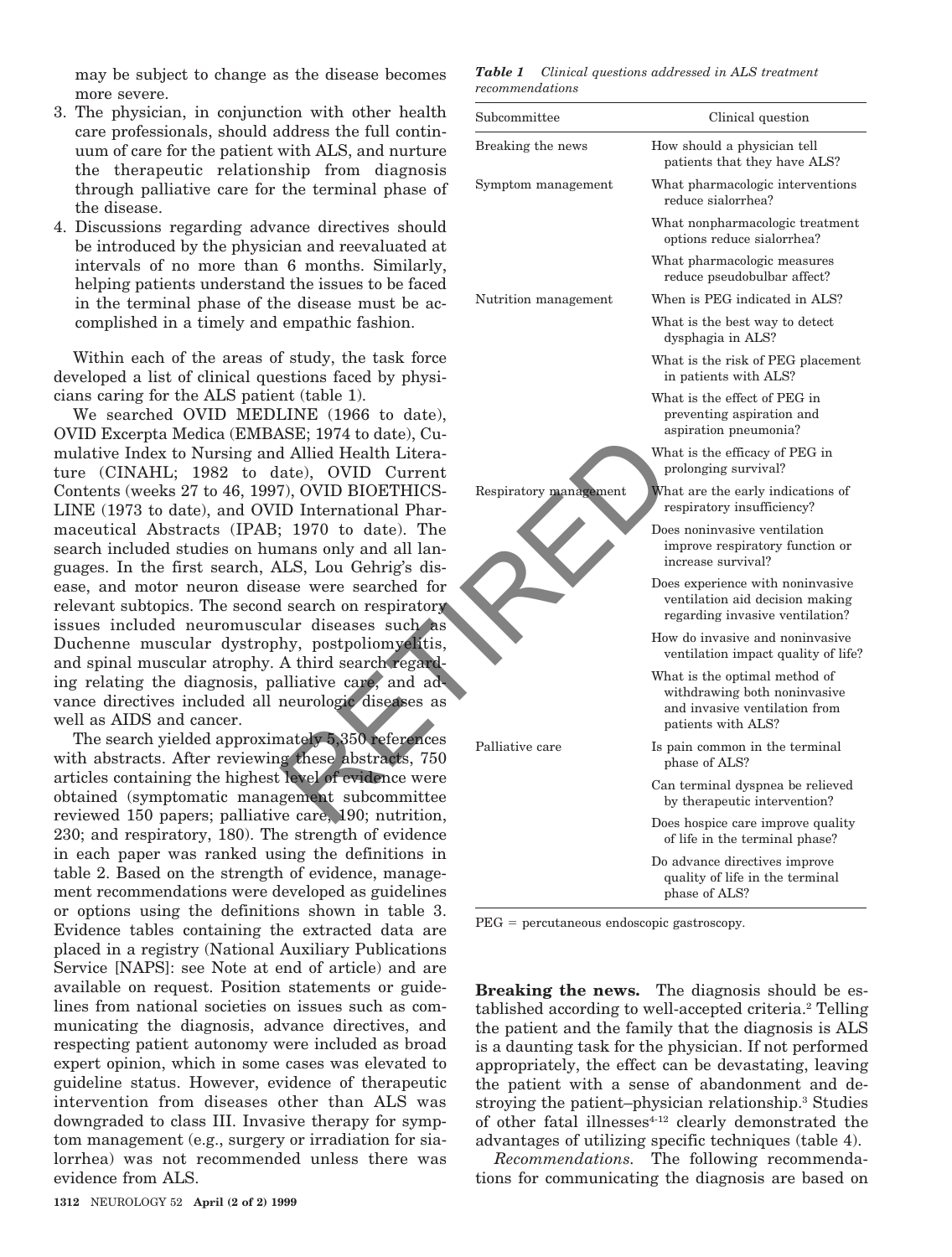may be subject to change as the disease becomes more severe.

3. The physician, in conjunction with other health care professionals, should address the full continuum of care for the patient with ALS, and nurture the therapeutic relationship from diagnosis through palliative care for the terminal phase of the disease.
4. Discussions regarding advance directives should be introduced by the physician and reevaluated at intervals of no more than 6 months. Similarly, helping patients understand the issues to be faced in the terminal phase of the disease must be accomplished in a timely and empathic fashion.

Within each of the areas of study, the task force developed a list of clinical questions faced by physicians caring for the ALS patient (table 1).

We searched OVID MEDLINE (1966 to date), OVID Excerpta Medica (EMBASE; 1974 to date), Cumulative Index to Nursing and Allied Health Literature (CINAHL; 1982 to date), OVID Current Contents (weeks 27 to 46, 1997), OVID BIOETHICSLINE (1973 to date), and OVID International Pharmaceutical Abstracts (IPAB; 1970 to date). The search included studies on humans only and all languages. In the first search, ALS, Lou Gehrig's disease, and motor neuron disease were searched for relevant subtopics. The second search on respiratory issues included neuromuscular diseases such as Duchenne muscular dystrophy, postpoliomyelitis, and spinal muscular atrophy. A third search regarding relating the diagnosis, palliative care, and advance directives included all neurologic diseases as well as AIDS and cancer.

The search yielded approximately 5,350 references with abstracts. After reviewing these abstracts, 750 articles containing the highest level of evidence were obtained (symptomatic management subcommittee reviewed 150 papers; palliative care, 190; nutrition, 230; and respiratory, 180). The strength of evidence in each paper was ranked using the definitions in table 2. Based on the strength of evidence, management recommendations were developed as guidelines or options using the definitions shown in table 3. Evidence tables containing the extracted data are placed in a registry (National Auxiliary Publications Service [NAPS]: see Note at end of article) and are available on request. Position statements or guidelines from national societies on issues such as communicating the diagnosis, advance directives, and respecting patient autonomy were included as broad expert opinion, which in some cases was elevated to guideline status. However, evidence of therapeutic intervention from diseases other than ALS was downgraded to class III. Invasive therapy for symptom management (e.g., surgery or irradiation for sialorrhea) was not recommended unless there was evidence from ALS.

*Table 1* *Clinical questions addressed in ALS treatment recommendations*

| Subcommittee | Clinical question |
|---|---|
| Breaking the news | How should a physician tell patients that they have ALS? |
| Symptom management | What pharmacologic interventions reduce sialorrhea? |
| | What nonpharmacologic treatment options reduce sialorrhea? |
| | What pharmacologic measures reduce pseudobulbar affect? |
| Nutrition management | When is PEG indicated in ALS? |
| | What is the best way to detect dysphagia in ALS? |
| | What is the risk of PEG placement in patients with ALS? |
| | What is the effect of PEG in preventing aspiration and aspiration pneumonia? |
| | What is the efficacy of PEG in prolonging survival? |
| Respiratory management | What are the early indications of respiratory insufficiency? |
| | Does noninvasive ventilation improve respiratory function or increase survival? |
| | Does experience with noninvasive ventilation aid decision making regarding invasive ventilation? |
| | How do invasive and noninvasive ventilation impact quality of life? |
| | What is the optimal method of withdrawing both noninvasive and invasive ventilation from patients with ALS? |
| Palliative care | Is pain common in the terminal phase of ALS? |
| | Can terminal dyspnea be relieved by therapeutic intervention? |
| | Does hospice care improve quality of life in the terminal phase? |
| | Do advance directives improve quality of life in the terminal phase of ALS? |

PEG = percutaneous endoscopic gastroscopy.

**Breaking the news.** The diagnosis should be established according to well-accepted criteria.[2] Telling the patient and the family that the diagnosis is ALS is a daunting task for the physician. If not performed appropriately, the effect can be devastating, leaving the patient with a sense of abandonment and destroying the patient–physician relationship.[3] Studies of other fatal illnesses[4-12] clearly demonstrated the advantages of utilizing specific techniques (table 4).

*Recommendations.* The following recommendations for communicating the diagnosis are based on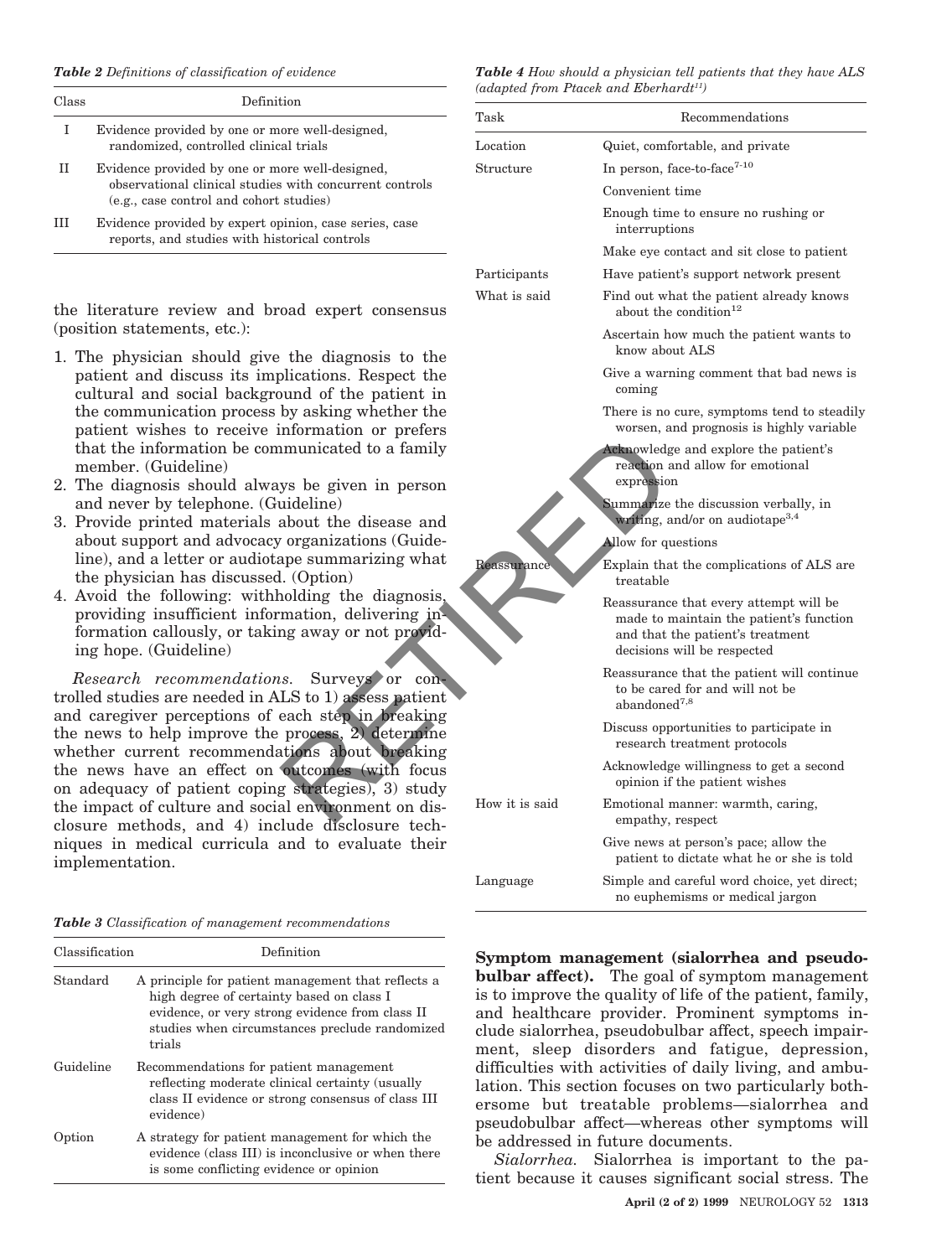*Table 2 Definitions of classification of evidence*

| Class | Definition |
|---|---|
| I | Evidence provided by one or more well-designed, randomized, controlled clinical trials |
| II | Evidence provided by one or more well-designed, observational clinical studies with concurrent controls (e.g., case control and cohort studies) |
| III | Evidence provided by expert opinion, case series, case reports, and studies with historical controls |

the literature review and broad expert consensus (position statements, etc.):

1. The physician should give the diagnosis to the patient and discuss its implications. Respect the cultural and social background of the patient in the communication process by asking whether the patient wishes to receive information or prefers that the information be communicated to a family member. (Guideline)
2. The diagnosis should always be given in person and never by telephone. (Guideline)
3. Provide printed materials about the disease and about support and advocacy organizations (Guideline), and a letter or audiotape summarizing what the physician has discussed. (Option)
4. Avoid the following: withholding the diagnosis, providing insufficient information, delivering information callously, or taking away or not providing hope. (Guideline)

*Research recommendations.* Surveys or controlled studies are needed in ALS to 1) assess patient and caregiver perceptions of each step in breaking the news to help improve the process, 2) determine whether current recommendations about breaking the news have an effect on outcomes (with focus on adequacy of patient coping strategies), 3) study the impact of culture and social environment on disclosure methods, and 4) include disclosure techniques in medical curricula and to evaluate their implementation.

*Table 3 Classification of management recommendations*

| Classification | Definition |
|---|---|
| Standard | A principle for patient management that reflects a high degree of certainty based on class I evidence, or very strong evidence from class II studies when circumstances preclude randomized trials |
| Guideline | Recommendations for patient management reflecting moderate clinical certainty (usually class II evidence or strong consensus of class III evidence) |
| Option | A strategy for patient management for which the evidence (class III) is inconclusive or when there is some conflicting evidence or opinion |

*Table 4 How should a physician tell patients that they have ALS (adapted from Ptacek and Eberhardt[11])*

| Task | Recommendations |
|---|---|
| Location | Quiet, comfortable, and private |
| Structure | In person, face-to-face[7-10] |
| | Convenient time |
| | Enough time to ensure no rushing or interruptions |
| | Make eye contact and sit close to patient |
| Participants | Have patient's support network present |
| What is said | Find out what the patient already knows about the condition[12] |
| | Ascertain how much the patient wants to know about ALS |
| | Give a warning comment that bad news is coming |
| | There is no cure, symptoms tend to steadily worsen, and prognosis is highly variable |
| | Acknowledge and explore the patient's reaction and allow for emotional expression |
| | Summarize the discussion verbally, in writing, and/or on audiotape[3,4] |
| | Allow for questions |
| Reassurance | Explain that the complications of ALS are treatable |
| | Reassurance that every attempt will be made to maintain the patient's function and that the patient's treatment decisions will be respected |
| | Reassurance that the patient will continue to be cared for and will not be abandoned[7,8] |
| | Discuss opportunities to participate in research treatment protocols |
| | Acknowledge willingness to get a second opinion if the patient wishes |
| How it is said | Emotional manner: warmth, caring, empathy, respect |
| | Give news at person's pace; allow the patient to dictate what he or she is told |
| Language | Simple and careful word choice, yet direct; no euphemisms or medical jargon |

**Symptom management (sialorrhea and pseudobulbar affect).** The goal of symptom management is to improve the quality of life of the patient, family, and healthcare provider. Prominent symptoms include sialorrhea, pseudobulbar affect, speech impairment, sleep disorders and fatigue, depression, difficulties with activities of daily living, and ambulation. This section focuses on two particularly bothersome but treatable problems—sialorrhea and pseudobulbar affect—whereas other symptoms will be addressed in future documents.

*Sialorrhea.* Sialorrhea is important to the patient because it causes significant social stress. The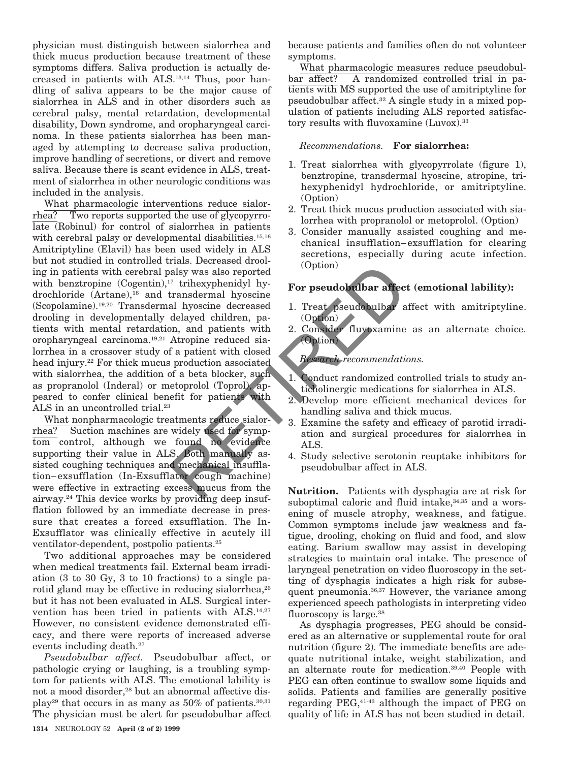physician must distinguish between sialorrhea and thick mucus production because treatment of these symptoms differs. Saliva production is actually decreased in patients with ALS.[13,14] Thus, poor handling of saliva appears to be the major cause of sialorrhea in ALS and in other disorders such as cerebral palsy, mental retardation, developmental disability, Down syndrome, and oropharyngeal carcinoma. In these patients sialorrhea has been managed by attempting to decrease saliva production, improve handling of secretions, or divert and remove saliva. Because there is scant evidence in ALS, treatment of sialorrhea in other neurologic conditions was included in the analysis.

What pharmacologic interventions reduce sialorrhea? Two reports supported the use of glycopyrrolate (Robinul) for control of sialorrhea in patients with cerebral palsy or developmental disabilities.[15,16] Amitriptyline (Elavil) has been used widely in ALS but not studied in controlled trials. Decreased drooling in patients with cerebral palsy was also reported with benztropine (Cogentin),[17] trihexyphenidyl hydrochloride (Artane),[18] and transdermal hyoscine (Scopolamine).[19,20] Transdermal hyoscine decreased drooling in developmentally delayed children, patients with mental retardation, and patients with oropharyngeal carcinoma.[19,21] Atropine reduced sialorrhea in a crossover study of a patient with closed head injury.[22] For thick mucus production associated with sialorrhea, the addition of a beta blocker, such as propranolol (Inderal) or metoprolol (Toprol), appeared to confer clinical benefit for patients with ALS in an uncontrolled trial.[23]

What nonpharmacologic treatments reduce sialorrhea? Suction machines are widely used for symptom control, although we found no evidence supporting their value in ALS. Both manually assisted coughing techniques and mechanical insufflation–exsufflation (In-Exsufflator cough machine) were effective in extracting excess mucus from the airway.[24] This device works by providing deep insufflation followed by an immediate decrease in pressure that creates a forced exsufflation. The In-Exsufflator was clinically effective in acutely ill ventilator-dependent, postpolio patients.[25]

Two additional approaches may be considered when medical treatments fail. External beam irradiation (3 to 30 Gy, 3 to 10 fractions) to a single parotid gland may be effective in reducing sialorrhea,[26] but it has not been evaluated in ALS. Surgical intervention has been tried in patients with ALS.[14,27] However, no consistent evidence demonstrated efficacy, and there were reports of increased adverse events including death.[27]

*Pseudobulbar affect.* Pseudobulbar affect, or pathologic crying or laughing, is a troubling symptom for patients with ALS. The emotional lability is not a mood disorder,[28] but an abnormal affective display[29] that occurs in as many as 50% of patients.[30,31] The physician must be alert for pseudobulbar affect because patients and families often do not volunteer symptoms.

What pharmacologic measures reduce pseudobulbar affect? A randomized controlled trial in patients with MS supported the use of amitriptyline for pseudobulbar affect.[32] A single study in a mixed population of patients including ALS reported satisfactory results with fluvoxamine (Luvox).[33]

*Recommendations.* **For sialorrhea:**

1. Treat sialorrhea with glycopyrrolate (figure 1), benztropine, transdermal hyoscine, atropine, trihexyphenidyl hydrochloride, or amitriptyline. (Option)
2. Treat thick mucus production associated with sialorrhea with propranolol or metoprolol. (Option)
3. Consider manually assisted coughing and mechanical insufflation–exsufflation for clearing secretions, especially during acute infection. (Option)

**For pseudobulbar affect (emotional lability):**

1. Treat pseudobulbar affect with amitriptyline. (Option)
2. Consider fluvoxamine as an alternate choice. (Option)

*Research recommendations.*

1. Conduct randomized controlled trials to study anticholinergic medications for sialorrhea in ALS.
2. Develop more efficient mechanical devices for handling saliva and thick mucus.
3. Examine the safety and efficacy of parotid irradiation and surgical procedures for sialorrhea in ALS.
4. Study selective serotonin reuptake inhibitors for pseudobulbar affect in ALS.

**Nutrition.** Patients with dysphagia are at risk for suboptimal caloric and fluid intake,[34,35] and a worsening of muscle atrophy, weakness, and fatigue. Common symptoms include jaw weakness and fatigue, drooling, choking on fluid and food, and slow eating. Barium swallow may assist in developing strategies to maintain oral intake. The presence of laryngeal penetration on video fluoroscopy in the setting of dysphagia indicates a high risk for subsequent pneumonia.[36,37] However, the variance among experienced speech pathologists in interpreting video fluoroscopy is large.[38]

As dysphagia progresses, PEG should be considered as an alternative or supplemental route for oral nutrition (figure 2). The immediate benefits are adequate nutritional intake, weight stabilization, and an alternate route for medication.[39,40] People with PEG can often continue to swallow some liquids and solids. Patients and families are generally positive regarding PEG,[41-43] although the impact of PEG on quality of life in ALS has not been studied in detail.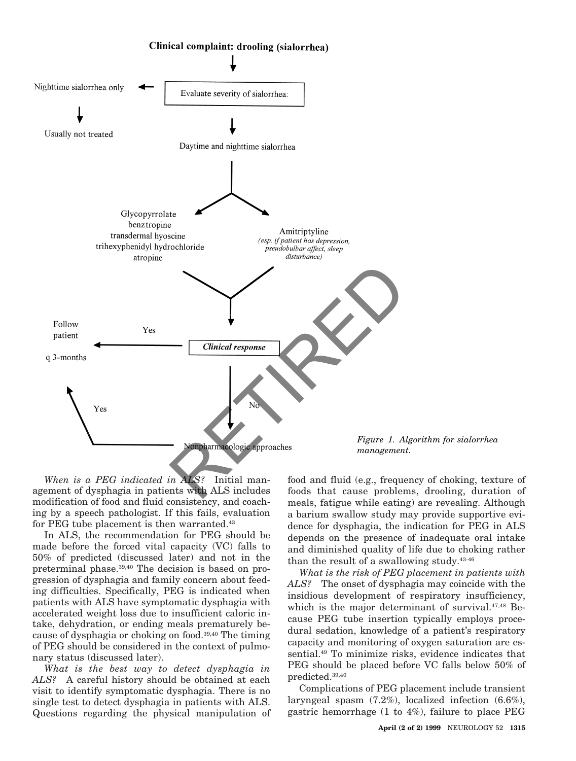**Clinical complaint: drooling (sialorrhea)**

Evaluate severity of sialorrhea:

- Nighttime sialorrhea only → Usually not treated
- Daytime and nighttime sialorrhea →
  - Glycopyrrolate, benztropine, transdermal hyoscine, trihexyphenidyl hydrochloride, atropine
  - Amitriptyline (*esp. if patient has depression, pseudobulbar affect, sleep disturbance*)

***Clinical response***

- Yes → Follow patient q 3-months
- No → Nonpharmacologic approaches → Yes → Follow patient q 3-months

*Figure 1. Algorithm for sialorrhea management.*

RETIRED

*When is a PEG indicated in ALS?* Initial management of dysphagia in patients with ALS includes modification of food and fluid consistency, and coaching by a speech pathologist. If this fails, evaluation for PEG tube placement is then warranted.[43]

In ALS, the recommendation for PEG should be made before the forced vital capacity (VC) falls to 50% of predicted (discussed later) and not in the preterminal phase.[39,40] The decision is based on progression of dysphagia and family concern about feeding difficulties. Specifically, PEG is indicated when patients with ALS have symptomatic dysphagia with accelerated weight loss due to insufficient caloric intake, dehydration, or ending meals prematurely because of dysphagia or choking on food.[39,40] The timing of PEG should be considered in the context of pulmonary status (discussed later).

*What is the best way to detect dysphagia in ALS?* A careful history should be obtained at each visit to identify symptomatic dysphagia. There is no single test to detect dysphagia in patients with ALS. Questions regarding the physical manipulation of food and fluid (e.g., frequency of choking, texture of foods that cause problems, drooling, duration of meals, fatigue while eating) are revealing. Although a barium swallow study may provide supportive evidence for dysphagia, the indication for PEG in ALS depends on the presence of inadequate oral intake and diminished quality of life due to choking rather than the result of a swallowing study.[43-46]

*What is the risk of PEG placement in patients with ALS?* The onset of dysphagia may coincide with the insidious development of respiratory insufficiency, which is the major determinant of survival.[47,48] Because PEG tube insertion typically employs procedural sedation, knowledge of a patient's respiratory capacity and monitoring of oxygen saturation are essential.[49] To minimize risks, evidence indicates that PEG should be placed before VC falls below 50% of predicted.[39,40]

Complications of PEG placement include transient laryngeal spasm (7.2%), localized infection (6.6%), gastric hemorrhage (1 to 4%), failure to place PEG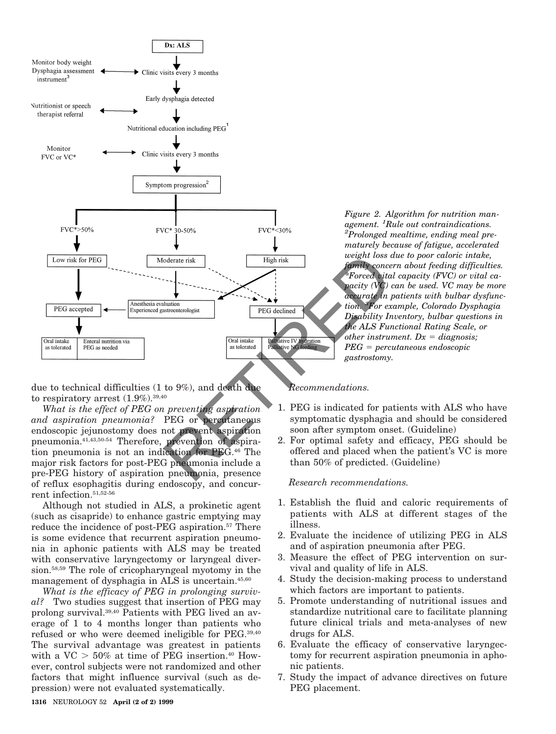Figure 2. Algorithm for nutrition management. [1]Rule out contraindications. [2]Prolonged mealtime, ending meal prematurely because of fatigue, accelerated weight loss due to poor caloric intake, family concern about feeding difficulties. *Forced vital capacity (FVC) or vital capacity (VC) can be used. VC may be more accurate in patients with bulbar dysfunction. [3]For example, Colorado Dysphagia Disability Inventory, bulbar questions in the ALS Functional Rating Scale, or other instrument. Dx = diagnosis; PEG = percutaneous endoscopic gastrostomy.

due to technical difficulties (1 to 9%), and death due to respiratory arrest (1.9%).[39,40]

*What is the effect of PEG on preventing aspiration and aspiration pneumonia?* PEG or percutaneous endoscopic jejunostomy does not prevent aspiration pneumonia.[41,43,50-54] Therefore, prevention of aspiration pneumonia is not an indication for PEG.[46] The major risk factors for post-PEG pneumonia include a pre-PEG history of aspiration pneumonia, presence of reflux esophagitis during endoscopy, and concurrent infection.[51,52-56]

Although not studied in ALS, a prokinetic agent (such as cisapride) to enhance gastric emptying may reduce the incidence of post-PEG aspiration.[57] There is some evidence that recurrent aspiration pneumonia in aphonic patients with ALS may be treated with conservative laryngectomy or laryngeal diversion.[58,59] The role of cricopharyngeal myotomy in the management of dysphagia in ALS is uncertain.[45,60]

*What is the efficacy of PEG in prolonging survival?* Two studies suggest that insertion of PEG may prolong survival.[39,40] Patients with PEG lived an average of 1 to 4 months longer than patients who refused or who were deemed ineligible for PEG.[39,40] The survival advantage was greatest in patients with a VC > 50% at time of PEG insertion.[40] However, control subjects were not randomized and other factors that might influence survival (such as depression) were not evaluated systematically.

*Recommendations.*

1. PEG is indicated for patients with ALS who have symptomatic dysphagia and should be considered soon after symptom onset. (Guideline)
2. For optimal safety and efficacy, PEG should be offered and placed when the patient's VC is more than 50% of predicted. (Guideline)

*Research recommendations.*

1. Establish the fluid and caloric requirements of patients with ALS at different stages of the illness.
2. Evaluate the incidence of utilizing PEG in ALS and of aspiration pneumonia after PEG.
3. Measure the effect of PEG intervention on survival and quality of life in ALS.
4. Study the decision-making process to understand which factors are important to patients.
5. Promote understanding of nutritional issues and standardize nutritional care to facilitate planning future clinical trials and meta-analyses of new drugs for ALS.
6. Evaluate the efficacy of conservative laryngectomy for recurrent aspiration pneumonia in aphonic patients.
7. Study the impact of advance directives on future PEG placement.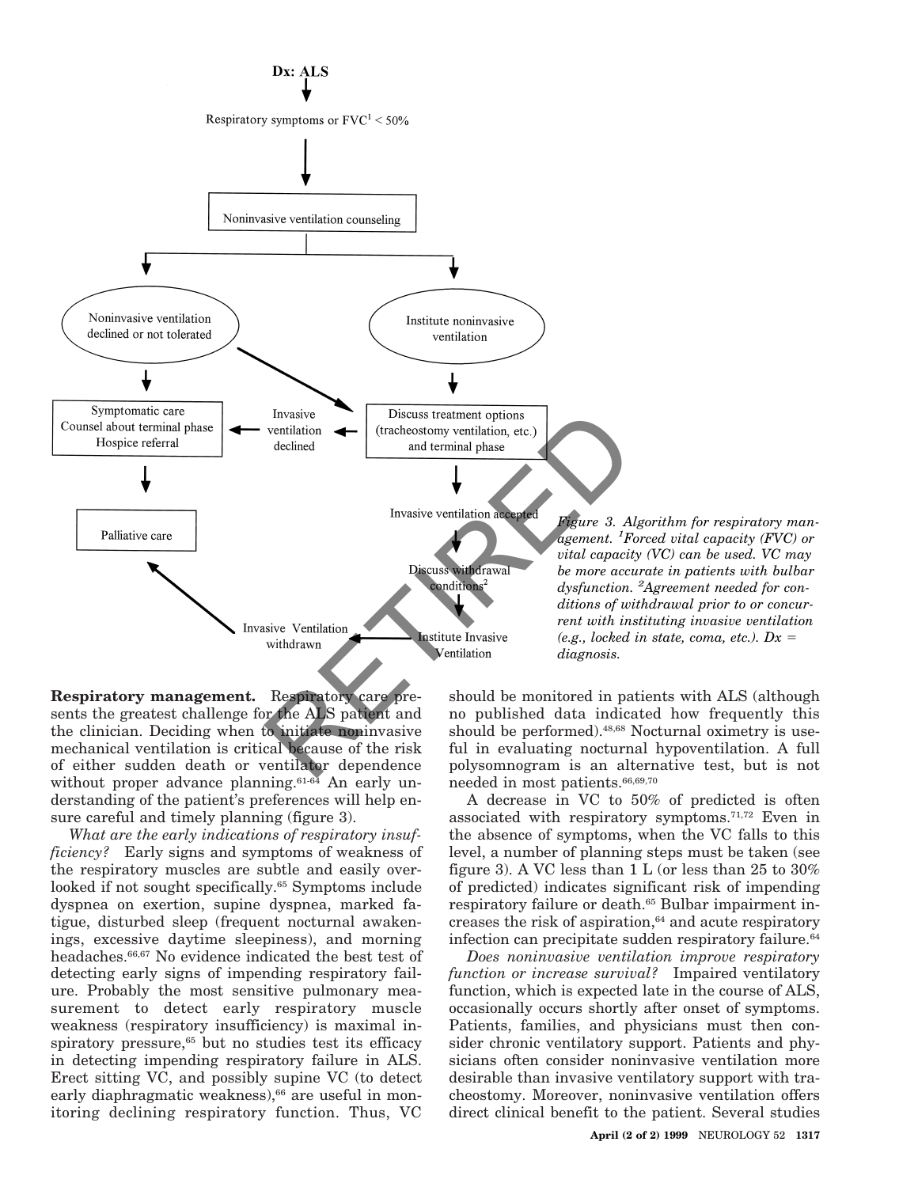Dx: ALS

Respiratory symptoms or FVC[1] < 50%

Noninvasive ventilation counseling

Noninvasive ventilation declined or not tolerated

Institute noninvasive ventilation

Symptomatic care
Counsel about terminal phase
Hospice referral

Invasive ventilation declined

Discuss treatment options (tracheostomy ventilation, etc.) and terminal phase

Palliative care

Invasive ventilation accepted

Discuss withdrawal conditions[2]

Invasive Ventilation withdrawn

Institute Invasive Ventilation

*Figure 3. Algorithm for respiratory management. [1]Forced vital capacity (FVC) or vital capacity (VC) can be used. VC may be more accurate in patients with bulbar dysfunction. [2]Agreement needed for conditions of withdrawal prior to or concurrent with instituting invasive ventilation (e.g., locked in state, coma, etc.). Dx = diagnosis.*

**Respiratory management.** Respiratory care presents the greatest challenge for the ALS patient and the clinician. Deciding when to initiate noninvasive mechanical ventilation is critical because of the risk of either sudden death or ventilator dependence without proper advance planning.[61-64] An early understanding of the patient's preferences will help ensure careful and timely planning (figure 3).

*What are the early indications of respiratory insufficiency?* Early signs and symptoms of weakness of the respiratory muscles are subtle and easily overlooked if not sought specifically.[65] Symptoms include dyspnea on exertion, supine dyspnea, marked fatigue, disturbed sleep (frequent nocturnal awakenings, excessive daytime sleepiness), and morning headaches.[66,67] No evidence indicated the best test of detecting early signs of impending respiratory failure. Probably the most sensitive pulmonary measurement to detect early respiratory muscle weakness (respiratory insufficiency) is maximal inspiratory pressure,[65] but no studies test its efficacy in detecting impending respiratory failure in ALS. Erect sitting VC, and possibly supine VC (to detect early diaphragmatic weakness),[66] are useful in monitoring declining respiratory function. Thus, VC should be monitored in patients with ALS (although no published data indicated how frequently this should be performed).[48,68] Nocturnal oximetry is useful in evaluating nocturnal hypoventilation. A full polysomnogram is an alternative test, but is not needed in most patients.[66,69,70]

A decrease in VC to 50% of predicted is often associated with respiratory symptoms.[71,72] Even in the absence of symptoms, when the VC falls to this level, a number of planning steps must be taken (see figure 3). A VC less than 1 L (or less than 25 to 30% of predicted) indicates significant risk of impending respiratory failure or death.[65] Bulbar impairment increases the risk of aspiration,[64] and acute respiratory infection can precipitate sudden respiratory failure.[64]

*Does noninvasive ventilation improve respiratory function or increase survival?* Impaired ventilatory function, which is expected late in the course of ALS, occasionally occurs shortly after onset of symptoms. Patients, families, and physicians must then consider chronic ventilatory support. Patients and physicians often consider noninvasive ventilation more desirable than invasive ventilatory support with tracheostomy. Moreover, noninvasive ventilation offers direct clinical benefit to the patient. Several studies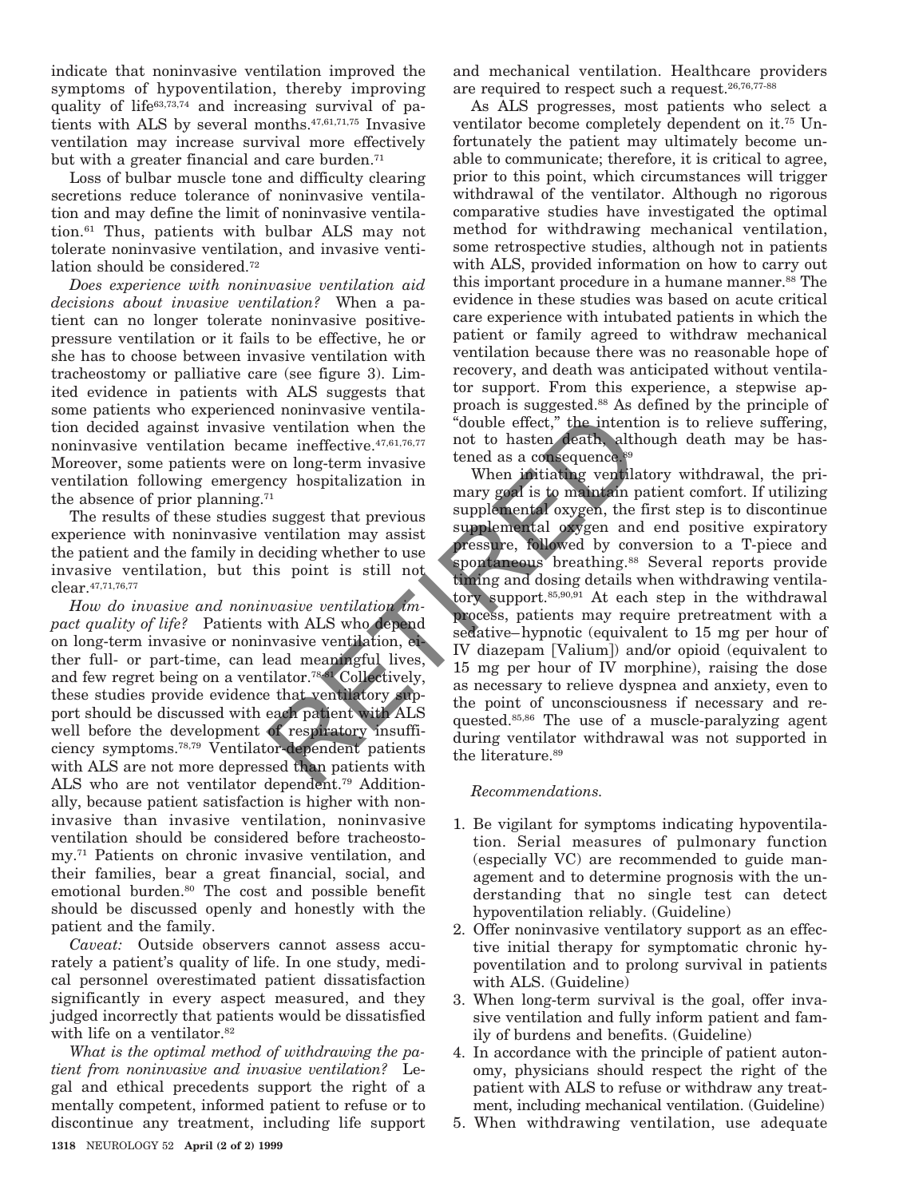indicate that noninvasive ventilation improved the symptoms of hypoventilation, thereby improving quality of life[63,73,74] and increasing survival of patients with ALS by several months.[47,61,71,75] Invasive ventilation may increase survival more effectively but with a greater financial and care burden.[71]

Loss of bulbar muscle tone and difficulty clearing secretions reduce tolerance of noninvasive ventilation and may define the limit of noninvasive ventilation.[61] Thus, patients with bulbar ALS may not tolerate noninvasive ventilation, and invasive ventilation should be considered.[72]

*Does experience with noninvasive ventilation aid decisions about invasive ventilation?* When a patient can no longer tolerate noninvasive positive-pressure ventilation or it fails to be effective, he or she has to choose between invasive ventilation with tracheostomy or palliative care (see figure 3). Limited evidence in patients with ALS suggests that some patients who experienced noninvasive ventilation decided against invasive ventilation when the noninvasive ventilation became ineffective.[47,61,76,77] Moreover, some patients were on long-term invasive ventilation following emergency hospitalization in the absence of prior planning.[71]

The results of these studies suggest that previous experience with noninvasive ventilation may assist the patient and the family in deciding whether to use invasive ventilation, but this point is still not clear.[47,71,76,77]

*How do invasive and noninvasive ventilation impact quality of life?* Patients with ALS who depend on long-term invasive or noninvasive ventilation, either full- or part-time, can lead meaningful lives, and few regret being on a ventilator.[78-81] Collectively, these studies provide evidence that ventilatory support should be discussed with each patient with ALS well before the development of respiratory insufficiency symptoms.[78,79] Ventilator-dependent patients with ALS are not more depressed than patients with ALS who are not ventilator dependent.[79] Additionally, because patient satisfaction is higher with noninvasive than invasive ventilation, noninvasive ventilation should be considered before tracheostomy.[71] Patients on chronic invasive ventilation, and their families, bear a great financial, social, and emotional burden.[80] The cost and possible benefit should be discussed openly and honestly with the patient and the family.

*Caveat:* Outside observers cannot assess accurately a patient's quality of life. In one study, medical personnel overestimated patient dissatisfaction significantly in every aspect measured, and they judged incorrectly that patients would be dissatisfied with life on a ventilator.[82]

*What is the optimal method of withdrawing the patient from noninvasive and invasive ventilation?* Legal and ethical precedents support the right of a mentally competent, informed patient to refuse or to discontinue any treatment, including life support and mechanical ventilation. Healthcare providers are required to respect such a request.[26,76,77-88]

As ALS progresses, most patients who select a ventilator become completely dependent on it.[75] Unfortunately the patient may ultimately become unable to communicate; therefore, it is critical to agree, prior to this point, which circumstances will trigger withdrawal of the ventilator. Although no rigorous comparative studies have investigated the optimal method for withdrawing mechanical ventilation, some retrospective studies, although not in patients with ALS, provided information on how to carry out this important procedure in a humane manner.[88] The evidence in these studies was based on acute critical care experience with intubated patients in which the patient or family agreed to withdraw mechanical ventilation because there was no reasonable hope of recovery, and death was anticipated without ventilator support. From this experience, a stepwise approach is suggested.[88] As defined by the principle of "double effect," the intention is to relieve suffering, not to hasten death, although death may be hastened as a consequence.[89]

When initiating ventilatory withdrawal, the primary goal is to maintain patient comfort. If utilizing supplemental oxygen, the first step is to discontinue supplemental oxygen and end positive expiratory pressure, followed by conversion to a T-piece and spontaneous breathing.[88] Several reports provide timing and dosing details when withdrawing ventilatory support.[85,90,91] At each step in the withdrawal process, patients may require pretreatment with a sedative–hypnotic (equivalent to 15 mg per hour of IV diazepam [Valium]) and/or opioid (equivalent to 15 mg per hour of IV morphine), raising the dose as necessary to relieve dyspnea and anxiety, even to the point of unconsciousness if necessary and requested.[85,86] The use of a muscle-paralyzing agent during ventilator withdrawal was not supported in the literature.[89]

*Recommendations.*

1. Be vigilant for symptoms indicating hypoventilation. Serial measures of pulmonary function (especially VC) are recommended to guide management and to determine prognosis with the understanding that no single test can detect hypoventilation reliably. (Guideline)
2. Offer noninvasive ventilatory support as an effective initial therapy for symptomatic chronic hypoventilation and to prolong survival in patients with ALS. (Guideline)
3. When long-term survival is the goal, offer invasive ventilation and fully inform patient and family of burdens and benefits. (Guideline)
4. In accordance with the principle of patient autonomy, physicians should respect the right of the patient with ALS to refuse or withdraw any treatment, including mechanical ventilation. (Guideline)
5. When withdrawing ventilation, use adequate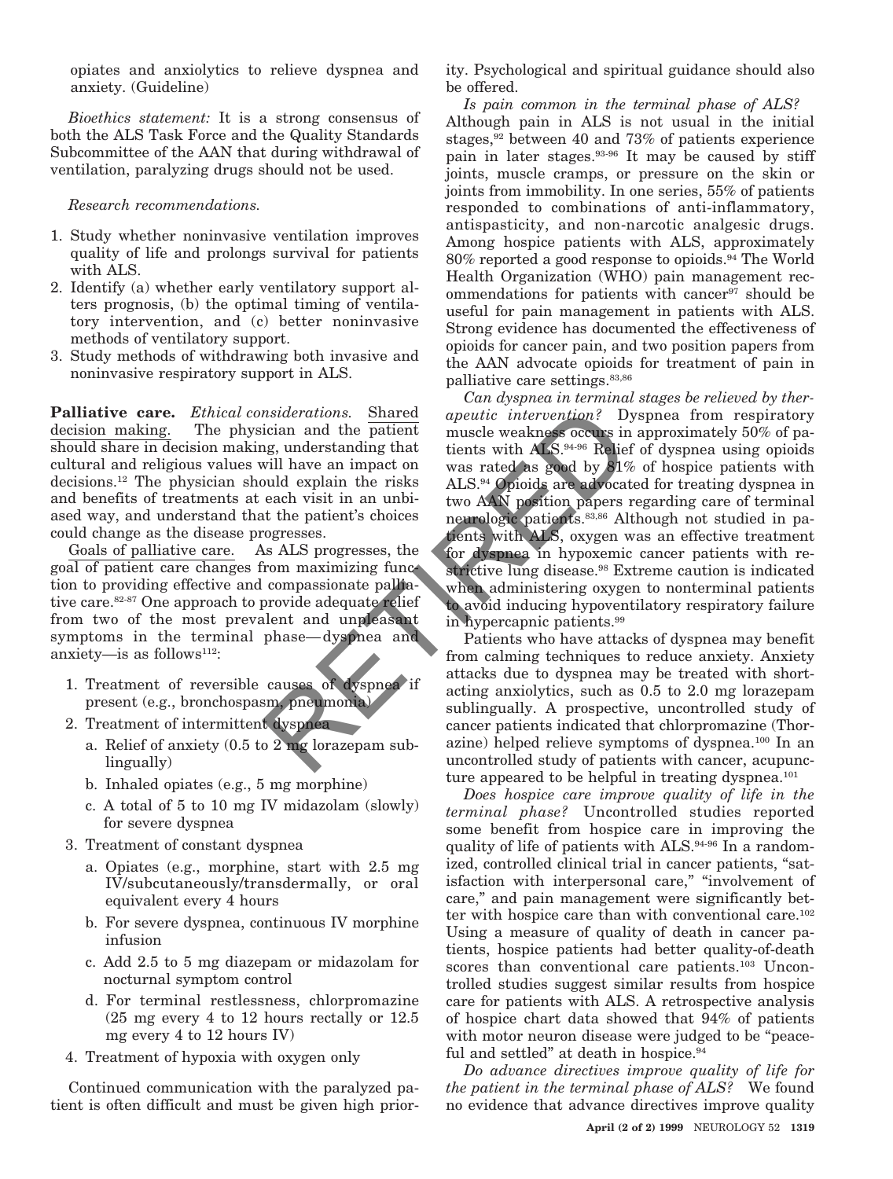opiates and anxiolytics to relieve dyspnea and anxiety. (Guideline)

*Bioethics statement:* It is a strong consensus of both the ALS Task Force and the Quality Standards Subcommittee of the AAN that during withdrawal of ventilation, paralyzing drugs should not be used.

*Research recommendations.*

1. Study whether noninvasive ventilation improves quality of life and prolongs survival for patients with ALS.
2. Identify (a) whether early ventilatory support alters prognosis, (b) the optimal timing of ventilatory intervention, and (c) better noninvasive methods of ventilatory support.
3. Study methods of withdrawing both invasive and noninvasive respiratory support in ALS.

**Palliative care.** *Ethical considerations.* Shared decision making. The physician and the patient should share in decision making, understanding that cultural and religious values will have an impact on decisions.[12] The physician should explain the risks and benefits of treatments at each visit in an unbiased way, and understand that the patient's choices could change as the disease progresses.

Goals of palliative care. As ALS progresses, the goal of patient care changes from maximizing function to providing effective and compassionate palliative care.[82-87] One approach to provide adequate relief from two of the most prevalent and unpleasant symptoms in the terminal phase—dyspnea and anxiety—is as follows[112]:

1. Treatment of reversible causes of dyspnea if present (e.g., bronchospasm, pneumonia)
2. Treatment of intermittent dyspnea
   a. Relief of anxiety (0.5 to 2 mg lorazepam sublingually)
   b. Inhaled opiates (e.g., 5 mg morphine)
   c. A total of 5 to 10 mg IV midazolam (slowly) for severe dyspnea
3. Treatment of constant dyspnea
   a. Opiates (e.g., morphine, start with 2.5 mg IV/subcutaneously/transdermally, or oral equivalent every 4 hours
   b. For severe dyspnea, continuous IV morphine infusion
   c. Add 2.5 to 5 mg diazepam or midazolam for nocturnal symptom control
   d. For terminal restlessness, chlorpromazine (25 mg every 4 to 12 hours rectally or 12.5 mg every 4 to 12 hours IV)
4. Treatment of hypoxia with oxygen only

Continued communication with the paralyzed patient is often difficult and must be given high priority. Psychological and spiritual guidance should also be offered.

*Is pain common in the terminal phase of ALS?* Although pain in ALS is not usual in the initial stages,[92] between 40 and 73% of patients experience pain in later stages.[93-96] It may be caused by stiff joints, muscle cramps, or pressure on the skin or joints from immobility. In one series, 55% of patients responded to combinations of anti-inflammatory, antispasticity, and non-narcotic analgesic drugs. Among hospice patients with ALS, approximately 80% reported a good response to opioids.[94] The World Health Organization (WHO) pain management recommendations for patients with cancer[97] should be useful for pain management in patients with ALS. Strong evidence has documented the effectiveness of opioids for cancer pain, and two position papers from the AAN advocate opioids for treatment of pain in palliative care settings.[83,86]

*Can dyspnea in terminal stages be relieved by therapeutic intervention?* Dyspnea from respiratory muscle weakness occurs in approximately 50% of patients with ALS.[94-96] Relief of dyspnea using opioids was rated as good by 81% of hospice patients with ALS.[94] Opioids are advocated for treating dyspnea in two AAN position papers regarding care of terminal neurologic patients.[83,86] Although not studied in patients with ALS, oxygen was an effective treatment for dyspnea in hypoxemic cancer patients with restrictive lung disease.[98] Extreme caution is indicated when administering oxygen to nonterminal patients to avoid inducing hypoventilatory respiratory failure in hypercapnic patients.[99]

Patients who have attacks of dyspnea may benefit from calming techniques to reduce anxiety. Anxiety attacks due to dyspnea may be treated with short-acting anxiolytics, such as 0.5 to 2.0 mg lorazepam sublingually. A prospective, uncontrolled study of cancer patients indicated that chlorpromazine (Thorazine) helped relieve symptoms of dyspnea.[100] In an uncontrolled study of patients with cancer, acupuncture appeared to be helpful in treating dyspnea.[101]

*Does hospice care improve quality of life in the terminal phase?* Uncontrolled studies reported some benefit from hospice care in improving the quality of life of patients with ALS.[94-96] In a randomized, controlled clinical trial in cancer patients, "satisfaction with interpersonal care," "involvement of care," and pain management were significantly better with hospice care than with conventional care.[102] Using a measure of quality of death in cancer patients, hospice patients had better quality-of-death scores than conventional care patients.[103] Uncontrolled studies suggest similar results from hospice care for patients with ALS. A retrospective analysis of hospice chart data showed that 94% of patients with motor neuron disease were judged to be "peaceful and settled" at death in hospice.[94]

*Do advance directives improve quality of life for the patient in the terminal phase of ALS?* We found no evidence that advance directives improve quality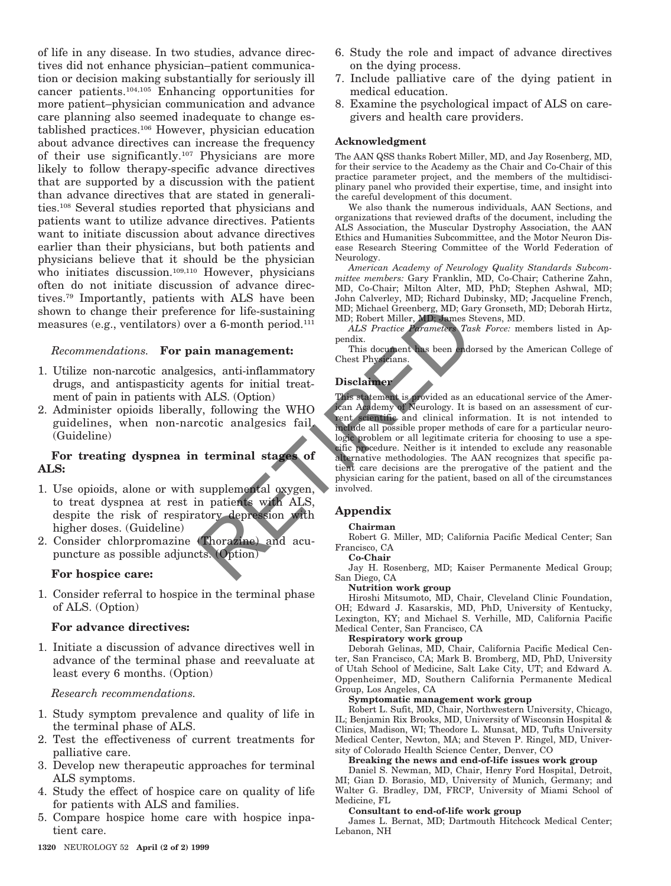of life in any disease. In two studies, advance directives did not enhance physician–patient communication or decision making substantially for seriously ill cancer patients.[104,105] Enhancing opportunities for more patient–physician communication and advance care planning also seemed inadequate to change established practices.[106] However, physician education about advance directives can increase the frequency of their use significantly.[107] Physicians are more likely to follow therapy-specific advance directives that are supported by a discussion with the patient than advance directives that are stated in generalities.[108] Several studies reported that physicians and patients want to utilize advance directives. Patients want to initiate discussion about advance directives earlier than their physicians, but both patients and physicians believe that it should be the physician who initiates discussion.[109,110] However, physicians often do not initiate discussion of advance directives.[79] Importantly, patients with ALS have been shown to change their preference for life-sustaining measures (e.g., ventilators) over a 6-month period.[111]

*Recommendations.* **For pain management:**

1. Utilize non-narcotic analgesics, anti-inflammatory drugs, and antispasticity agents for initial treatment of pain in patients with ALS. (Option)
2. Administer opioids liberally, following the WHO guidelines, when non-narcotic analgesics fail. (Guideline)

**For treating dyspnea in terminal stages of ALS:**

1. Use opioids, alone or with supplemental oxygen, to treat dyspnea at rest in patients with ALS, despite the risk of respiratory depression with higher doses. (Guideline)
2. Consider chlorpromazine (Thorazine) and acupuncture as possible adjuncts. (Option)

**For hospice care:**

1. Consider referral to hospice in the terminal phase of ALS. (Option)

**For advance directives:**

1. Initiate a discussion of advance directives well in advance of the terminal phase and reevaluate at least every 6 months. (Option)

*Research recommendations.*

1. Study symptom prevalence and quality of life in the terminal phase of ALS.
2. Test the effectiveness of current treatments for palliative care.
3. Develop new therapeutic approaches for terminal ALS symptoms.
4. Study the effect of hospice care on quality of life for patients with ALS and families.
5. Compare hospice home care with hospice inpatient care.
6. Study the role and impact of advance directives on the dying process.
7. Include palliative care of the dying patient in medical education.
8. Examine the psychological impact of ALS on caregivers and health care providers.

### Acknowledgment

The AAN QSS thanks Robert Miller, MD, and Jay Rosenberg, MD, for their service to the Academy as the Chair and Co-Chair of this practice parameter project, and the members of the multidisciplinary panel who provided their expertise, time, and insight into the careful development of this document.

We also thank the numerous individuals, AAN Sections, and organizations that reviewed drafts of the document, including the ALS Association, the Muscular Dystrophy Association, the AAN Ethics and Humanities Subcommittee, and the Motor Neuron Disease Research Steering Committee of the World Federation of Neurology.

*American Academy of Neurology Quality Standards Subcommittee members:* Gary Franklin, MD, Co-Chair; Catherine Zahn, MD, Co-Chair; Milton Alter, MD, PhD; Stephen Ashwal, MD; John Calverley, MD; Richard Dubinsky, MD; Jacqueline French, MD; Michael Greenberg, MD; Gary Gronseth, MD; Deborah Hirtz, MD; Robert Miller, MD; James Stevens, MD.

*ALS Practice Parameters Task Force:* members listed in Appendix.

This document has been endorsed by the American College of Chest Physicians.

### Disclaimer

This statement is provided as an educational service of the American Academy of Neurology. It is based on an assessment of current scientific and clinical information. It is not intended to include all possible proper methods of care for a particular neurologic problem or all legitimate criteria for choosing to use a specific procedure. Neither is it intended to exclude any reasonable alternative methodologies. The AAN recognizes that specific patient care decisions are the prerogative of the patient and the physician caring for the patient, based on all of the circumstances involved.

## Appendix

**Chairman**

Robert G. Miller, MD; California Pacific Medical Center; San Francisco, CA

**Co-Chair**

Jay H. Rosenberg, MD; Kaiser Permanente Medical Group; San Diego, CA

**Nutrition work group**

Hiroshi Mitsumoto, MD, Chair, Cleveland Clinic Foundation, OH; Edward J. Kasarskis, MD, PhD, University of Kentucky, Lexington, KY; and Michael S. Verhille, MD, California Pacific Medical Center, San Francisco, CA

**Respiratory work group**

Deborah Gelinas, MD, Chair, California Pacific Medical Center, San Francisco, CA; Mark B. Bromberg, MD, PhD, University of Utah School of Medicine, Salt Lake City, UT; and Edward A. Oppenheimer, MD, Southern California Permanente Medical Group, Los Angeles, CA

**Symptomatic management work group**

Robert L. Sufit, MD, Chair, Northwestern University, Chicago, IL; Benjamin Rix Brooks, MD, University of Wisconsin Hospital & Clinics, Madison, WI; Theodore L. Munsat, MD, Tufts University Medical Center, Newton, MA; and Steven P. Ringel, MD, University of Colorado Health Science Center, Denver, CO

**Breaking the news and end-of-life issues work group**

Daniel S. Newman, MD, Chair, Henry Ford Hospital, Detroit, MI; Gian D. Borasio, MD, University of Munich, Germany; and Walter G. Bradley, DM, FRCP, University of Miami School of Medicine, FL

**Consultant to end-of-life work group**

James L. Bernat, MD; Dartmouth Hitchcock Medical Center; Lebanon, NH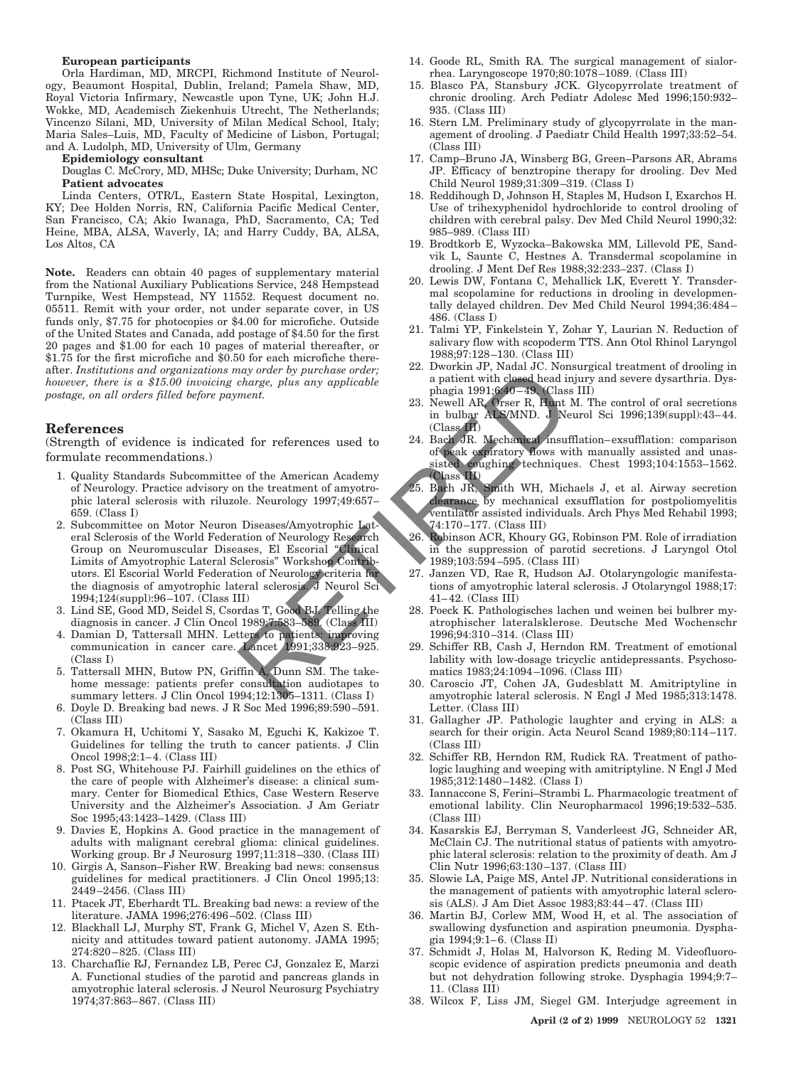**European participants**

Orla Hardiman, MD, MRCPI, Richmond Institute of Neurology, Beaumont Hospital, Dublin, Ireland; Pamela Shaw, MD, Royal Victoria Infirmary, Newcastle upon Tyne, UK; John H.J. Wokke, MD, Academisch Ziekenhuis Utrecht, The Netherlands; Vincenzo Silani, MD, University of Milan Medical School, Italy; Maria Sales–Luis, MD, Faculty of Medicine of Lisbon, Portugal; and A. Ludolph, MD, University of Ulm, Germany

**Epidemiology consultant**

Douglas C. McCrory, MD, MHSc; Duke University; Durham, NC

**Patient advocates**

Linda Centers, OTR/L, Eastern State Hospital, Lexington, KY; Dee Holden Norris, RN, California Pacific Medical Center, San Francisco, CA; Akio Iwanaga, PhD, Sacramento, CA; Ted Heine, MBA, ALSA, Waverly, IA; and Harry Cuddy, BA, ALSA, Los Altos, CA

**Note.** Readers can obtain 40 pages of supplementary material from the National Auxiliary Publications Service, 248 Hempstead Turnpike, West Hempstead, NY 11552. Request document no. 05511. Remit with your order, not under separate cover, in US funds only, $7.75 for photocopies or $4.00 for microfiche. Outside of the United States and Canada, add postage of $4.50 for the first 20 pages and $1.00 for each 10 pages of material thereafter, or $1.75 for the first microfiche and $0.50 for each microfiche thereafter. *Institutions and organizations may order by purchase order; however, there is a $15.00 invoicing charge, plus any applicable postage, on all orders filled before payment.*

## References

(Strength of evidence is indicated for references used to formulate recommendations.)

1. Quality Standards Subcommittee of the American Academy of Neurology. Practice advisory on the treatment of amyotrophic lateral sclerosis with riluzole. Neurology 1997;49:657–659. (Class I)
2. Subcommittee on Motor Neuron Diseases/Amyotrophic Lateral Sclerosis of the World Federation of Neurology Research Group on Neuromuscular Diseases, El Escorial "Clinical Limits of Amyotrophic Lateral Sclerosis" Workshop Contributors. El Escorial World Federation of Neurology criteria for the diagnosis of amyotrophic lateral sclerosis. J Neurol Sci 1994;124(suppl):96–107. (Class III)
3. Lind SE, Good MD, Seidel S, Csordas T, Good BJ. Telling the diagnosis in cancer. J Clin Oncol 1989;7:583–589. (Class III)
4. Damian D, Tattersall MHN. Letters to patients: improving communication in cancer care. Lancet 1991;338:923–925. (Class I)
5. Tattersall MHN, Butow PN, Griffin A, Dunn SM. The take-home message: patients prefer consultation audiotapes to summary letters. J Clin Oncol 1994;12:1305–1311. (Class I)
6. Doyle D. Breaking bad news. J R Soc Med 1996;89:590–591. (Class III)
7. Okamura H, Uchitomi Y, Sasako M, Eguchi K, Kakizoe T. Guidelines for telling the truth to cancer patients. J Clin Oncol 1998;2:1–4. (Class III)
8. Post SG, Whitehouse PJ. Fairhill guidelines on the ethics of the care of people with Alzheimer's disease: a clinical summary. Center for Biomedical Ethics, Case Western Reserve University and the Alzheimer's Association. J Am Geriatr Soc 1995;43:1423–1429. (Class III)
9. Davies E, Hopkins A. Good practice in the management of adults with malignant cerebral glioma: clinical guidelines. Working group. Br J Neurosurg 1997;11:318–330. (Class III)
10. Girgis A, Sanson–Fisher RW. Breaking bad news: consensus guidelines for medical practitioners. J Clin Oncol 1995;13: 2449–2456. (Class III)
11. Ptacek JT, Eberhardt TL. Breaking bad news: a review of the literature. JAMA 1996;276:496–502. (Class III)
12. Blackhall LJ, Murphy ST, Frank G, Michel V, Azen S. Ethnicity and attitudes toward patient autonomy. JAMA 1995; 274:820–825. (Class III)
13. Charchaflie RJ, Fernandez LB, Perec CJ, Gonzalez E, Marzi A. Functional studies of the parotid and pancreas glands in amyotrophic lateral sclerosis. J Neurol Neurosurg Psychiatry 1974;37:863–867. (Class III)
14. Goode RL, Smith RA. The surgical management of sialorrhea. Laryngoscope 1970;80:1078–1089. (Class III)
15. Blasco PA, Stansbury JCK. Glycopyrrolate treatment of chronic drooling. Arch Pediatr Adolesc Med 1996;150:932–935. (Class III)
16. Stern LM. Preliminary study of glycopyrrolate in the management of drooling. J Paediatr Child Health 1997;33:52–54. (Class III)
17. Camp–Bruno JA, Winsberg BG, Green–Parsons AR, Abrams JP. Efficacy of benztropine therapy for drooling. Dev Med Child Neurol 1989;31:309–319. (Class I)
18. Reddihough D, Johnson H, Staples M, Hudson I, Exarchos H. Use of trihexyphenidol hydrochloride to control drooling of children with cerebral palsy. Dev Med Child Neurol 1990;32: 985–989. (Class III)
19. Brodtkorb E, Wyzocka–Bakowska MM, Lillevold PE, Sandvik L, Saunte C, Hestnes A. Transdermal scopolamine in drooling. J Ment Def Res 1988;32:233–237. (Class I)
20. Lewis DW, Fontana C, Mehallick LK, Everett Y. Transdermal scopolamine for reductions in drooling in developmentally delayed children. Dev Med Child Neurol 1994;36:484–486. (Class I)
21. Talmi YP, Finkelstein Y, Zohar Y, Laurian N. Reduction of salivary flow with scopoderm TTS. Ann Otol Rhinol Laryngol 1988;97:128–130. (Class III)
22. Dworkin JP, Nadal JC. Nonsurgical treatment of drooling in a patient with closed head injury and severe dysarthria. Dysphagia 1991;6:40–49. (Class III)
23. Newell AR, Orser R, Hunt M. The control of oral secretions in bulbar ALS/MND. J Neurol Sci 1996;139(suppl):43–44. (Class III)
24. Bach JR. Mechanical insufflation–exsufflation: comparison of peak expiratory flows with manually assisted and unassisted coughing techniques. Chest 1993;104:1553–1562. (Class III)
25. Bach JR, Smith WH, Michaels J, et al. Airway secretion clearance by mechanical exsufflation for postpoliomyelitis ventilator assisted individuals. Arch Phys Med Rehabil 1993; 74:170–177. (Class III)
26. Robinson ACR, Khoury GG, Robinson PM. Role of irradiation in the suppression of parotid secretions. J Laryngol Otol 1989;103:594–595. (Class III)
27. Janzen VD, Rae R, Hudson AJ. Otolaryngologic manifestations of amyotrophic lateral sclerosis. J Otolaryngol 1988;17: 41–42. (Class III)
28. Poeck K. Pathologisches lachen und weinen bei bulbrer myatrophischer lateralsklerose. Deutsche Med Wochenschr 1996;94:310–314. (Class III)
29. Schiffer RB, Cash J, Herndon RM. Treatment of emotional lability with low-dosage tricyclic antidepressants. Psychosomatics 1983;24:1094–1096. (Class III)
30. Caroscio JT, Cohen JA, Gudesblatt M. Amitriptyline in amyotrophic lateral sclerosis. N Engl J Med 1985;313:1478. Letter. (Class III)
31. Gallagher JP. Pathologic laughter and crying in ALS: a search for their origin. Acta Neurol Scand 1989;80:114–117. (Class III)
32. Schiffer RB, Herndon RM, Rudick RA. Treatment of pathologic laughing and weeping with amitriptyline. N Engl J Med 1985;312:1480–1482. (Class I)
33. Iannaccone S, Ferini–Strambi L. Pharmacologic treatment of emotional lability. Clin Neuropharmacol 1996;19:532–535. (Class III)
34. Kasarskis EJ, Berryman S, Vanderleest JG, Schneider AR, McClain CJ. The nutritional status of patients with amyotrophic lateral sclerosis: relation to the proximity of death. Am J Clin Nutr 1996;63:130–137. (Class III)
35. Slowie LA, Paige MS, Antel JP. Nutritional considerations in the management of patients with amyotrophic lateral sclerosis (ALS). J Am Diet Assoc 1983;83:44–47. (Class III)
36. Martin BJ, Corlew MM, Wood H, et al. The association of swallowing dysfunction and aspiration pneumonia. Dysphagia 1994;9:1–6. (Class II)
37. Schmidt J, Holas M, Halvorson K, Reding M. Videofluoroscopic evidence of aspiration predicts pneumonia and death but not dehydration following stroke. Dysphagia 1994;9:7–11. (Class III)
38. Wilcox F, Liss JM, Siegel GM. Interjudge agreement in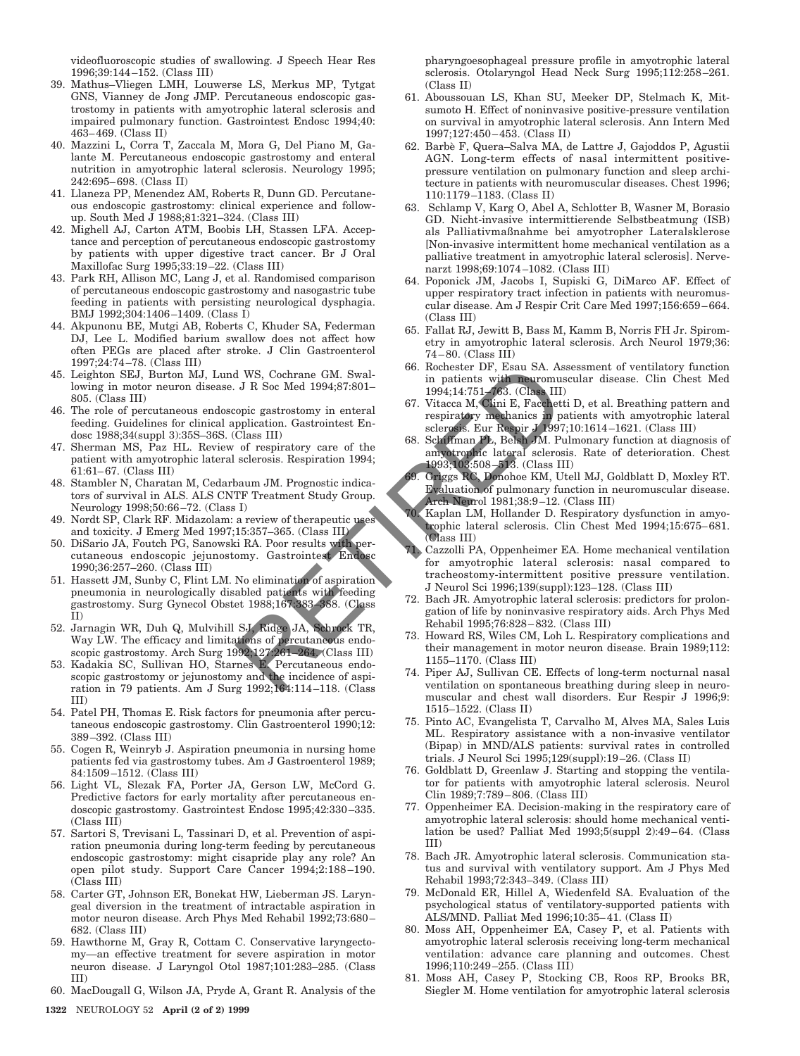videofluoroscopic studies of swallowing. J Speech Hear Res 1996;39:144–152. (Class III)

39. Mathus–Vliegen LMH, Louwerse LS, Merkus MP, Tytgat GNS, Vianney de Jong JMP. Percutaneous endoscopic gastrostomy in patients with amyotrophic lateral sclerosis and impaired pulmonary function. Gastrointest Endosc 1994;40: 463–469. (Class II)
40. Mazzini L, Corra T, Zaccala M, Mora G, Del Piano M, Galante M. Percutaneous endoscopic gastrostomy and enteral nutrition in amyotrophic lateral sclerosis. Neurology 1995; 242:695–698. (Class II)
41. Llaneza PP, Menendez AM, Roberts R, Dunn GD. Percutaneous endoscopic gastrostomy: clinical experience and follow-up. South Med J 1988;81:321–324. (Class III)
42. Mighell AJ, Carton ATM, Boobis LH, Stassen LFA. Acceptance and perception of percutaneous endoscopic gastrostomy by patients with upper digestive tract cancer. Br J Oral Maxillofac Surg 1995;33:19–22. (Class III)
43. Park RH, Allison MC, Lang J, et al. Randomised comparison of percutaneous endoscopic gastrostomy and nasogastric tube feeding in patients with persisting neurological dysphagia. BMJ 1992;304:1406–1409. (Class I)
44. Akpunonu BE, Mutgi AB, Roberts C, Khuder SA, Federman DJ, Lee L. Modified barium swallow does not affect how often PEGs are placed after stroke. J Clin Gastroenterol 1997;24:74–78. (Class III)
45. Leighton SEJ, Burton MJ, Lund WS, Cochrane GM. Swallowing in motor neuron disease. J R Soc Med 1994;87:801–805. (Class III)
46. The role of percutaneous endoscopic gastrostomy in enteral feeding. Guidelines for clinical application. Gastrointest Endosc 1988;34(suppl 3):35S–36S. (Class III)
47. Sherman MS, Paz HL. Review of respiratory care of the patient with amyotrophic lateral sclerosis. Respiration 1994; 61:61–67. (Class III)
48. Stambler N, Charatan M, Cedarbaum JM. Prognostic indicators of survival in ALS. ALS CNTF Treatment Study Group. Neurology 1998;50:66–72. (Class I)
49. Nordt SP, Clark RF. Midazolam: a review of therapeutic uses and toxicity. J Emerg Med 1997;15:357–365. (Class III)
50. DiSario JA, Foutch PG, Sanowski RA. Poor results with percutaneous endoscopic jejunostomy. Gastrointest Endosc 1990;36:257–260. (Class III)
51. Hassett JM, Sunby C, Flint LM. No elimination of aspiration pneumonia in neurologically disabled patients with feeding gastrostomy. Surg Gynecol Obstet 1988;167:383–388. (Class II)
52. Jarnagin WR, Duh Q, Mulvihill SJ, Ridge JA, Schrock TR, Way LW. The efficacy and limitations of percutaneous endoscopic gastrostomy. Arch Surg 1992;127:261–264. (Class III)
53. Kadakia SC, Sullivan HO, Starnes E. Percutaneous endoscopic gastrostomy or jejunostomy and the incidence of aspiration in 79 patients. Am J Surg 1992;164:114–118. (Class III)
54. Patel PH, Thomas E. Risk factors for pneumonia after percutaneous endoscopic gastrostomy. Clin Gastroenterol 1990;12: 389–392. (Class III)
55. Cogen R, Weinryb J. Aspiration pneumonia in nursing home patients fed via gastrostomy tubes. Am J Gastroenterol 1989; 84:1509–1512. (Class III)
56. Light VL, Slezak FA, Porter JA, Gerson LW, McCord G. Predictive factors for early mortality after percutaneous endoscopic gastrostomy. Gastrointest Endosc 1995;42:330–335. (Class III)
57. Sartori S, Trevisani L, Tassinari D, et al. Prevention of aspiration pneumonia during long-term feeding by percutaneous endoscopic gastrostomy: might cisapride play any role? An open pilot study. Support Care Cancer 1994;2:188–190. (Class III)
58. Carter GT, Johnson ER, Bonekat HW, Lieberman JS. Laryngeal diversion in the treatment of intractable aspiration in motor neuron disease. Arch Phys Med Rehabil 1992;73:680–682. (Class III)
59. Hawthorne M, Gray R, Cottam C. Conservative laryngectomy—an effective treatment for severe aspiration in motor neuron disease. J Laryngol Otol 1987;101:283–285. (Class III)
60. MacDougall G, Wilson JA, Pryde A, Grant R. Analysis of the pharyngoesophageal pressure profile in amyotrophic lateral sclerosis. Otolaryngol Head Neck Surg 1995;112:258–261. (Class II)
61. Aboussouan LS, Khan SU, Meeker DP, Stelmach K, Mitsumoto H. Effect of noninvasive positive-pressure ventilation on survival in amyotrophic lateral sclerosis. Ann Intern Med 1997;127:450–453. (Class II)
62. Barbè F, Quera–Salva MA, de Lattre J, Gajoddos P, Agustii AGN. Long-term effects of nasal intermittent positive-pressure ventilation on pulmonary function and sleep architecture in patients with neuromuscular diseases. Chest 1996; 110:1179–1183. (Class II)
63. Schlamp V, Karg O, Abel A, Schlotter B, Wasner M, Borasio GD. Nicht-invasive intermittierende Selbstbeatmung (ISB) als Palliativmaßnahme bei amyotropher Lateralsklerose [Non-invasive intermittent home mechanical ventilation as a palliative treatment in amyotrophic lateral sclerosis]. Nervenarzt 1998;69:1074–1082. (Class III)
64. Poponick JM, Jacobs I, Supiski G, DiMarco AF. Effect of upper respiratory tract infection in patients with neuromuscular disease. Am J Respir Crit Care Med 1997;156:659–664. (Class III)
65. Fallat RJ, Jewitt B, Bass M, Kamm B, Norris FH Jr. Spirometry in amyotrophic lateral sclerosis. Arch Neurol 1979;36: 74–80. (Class III)
66. Rochester DF, Esau SA. Assessment of ventilatory function in patients with neuromuscular disease. Clin Chest Med 1994;14:751–763. (Class III)
67. Vitacca M, Clini E, Facchetti D, et al. Breathing pattern and respiratory mechanics in patients with amyotrophic lateral sclerosis. Eur Respir J 1997;10:1614–1621. (Class III)
68. Schiffman PL, Belsh JM. Pulmonary function at diagnosis of amyotrophic lateral sclerosis. Rate of deterioration. Chest 1993;103:508–513. (Class III)
69. Griggs RC, Donohoe KM, Utell MJ, Goldblatt D, Moxley RT. Evaluation of pulmonary function in neuromuscular disease. Arch Neurol 1981;38:9–12. (Class III)
70. Kaplan LM, Hollander D. Respiratory dysfunction in amyotrophic lateral sclerosis. Clin Chest Med 1994;15:675–681. (Class III)
71. Cazzolli PA, Oppenheimer EA. Home mechanical ventilation for amyotrophic lateral sclerosis: nasal compared to tracheostomy-intermittent positive pressure ventilation. J Neurol Sci 1996;139(suppl):123–128. (Class III)
72. Bach JR. Amyotrophic lateral sclerosis: predictors for prolongation of life by noninvasive respiratory aids. Arch Phys Med Rehabil 1995;76:828–832. (Class III)
73. Howard RS, Wiles CM, Loh L. Respiratory complications and their management in motor neuron disease. Brain 1989;112: 1155–1170. (Class III)
74. Piper AJ, Sullivan CE. Effects of long-term nocturnal nasal ventilation on spontaneous breathing during sleep in neuromuscular and chest wall disorders. Eur Respir J 1996;9: 1515–1522. (Class II)
75. Pinto AC, Evangelista T, Carvalho M, Alves MA, Sales Luis ML. Respiratory assistance with a non-invasive ventilator (Bipap) in MND/ALS patients: survival rates in controlled trials. J Neurol Sci 1995;129(suppl):19–26. (Class II)
76. Goldblatt D, Greenlaw J. Starting and stopping the ventilator for patients with amyotrophic lateral sclerosis. Neurol Clin 1989;7:789–806. (Class III)
77. Oppenheimer EA. Decision-making in the respiratory care of amyotrophic lateral sclerosis: should home mechanical ventilation be used? Palliat Med 1993;5(suppl 2):49–64. (Class III)
78. Bach JR. Amyotrophic lateral sclerosis. Communication status and survival with ventilatory support. Am J Phys Med Rehabil 1993;72:343–349. (Class III)
79. McDonald ER, Hillel A, Wiedenfeld SA. Evaluation of the psychological status of ventilatory-supported patients with ALS/MND. Palliat Med 1996;10:35–41. (Class II)
80. Moss AH, Oppenheimer EA, Casey P, et al. Patients with amyotrophic lateral sclerosis receiving long-term mechanical ventilation: advance care planning and outcomes. Chest 1996;110:249–255. (Class III)
81. Moss AH, Casey P, Stocking CB, Roos RP, Brooks BR, Siegler M. Home ventilation for amyotrophic lateral sclerosis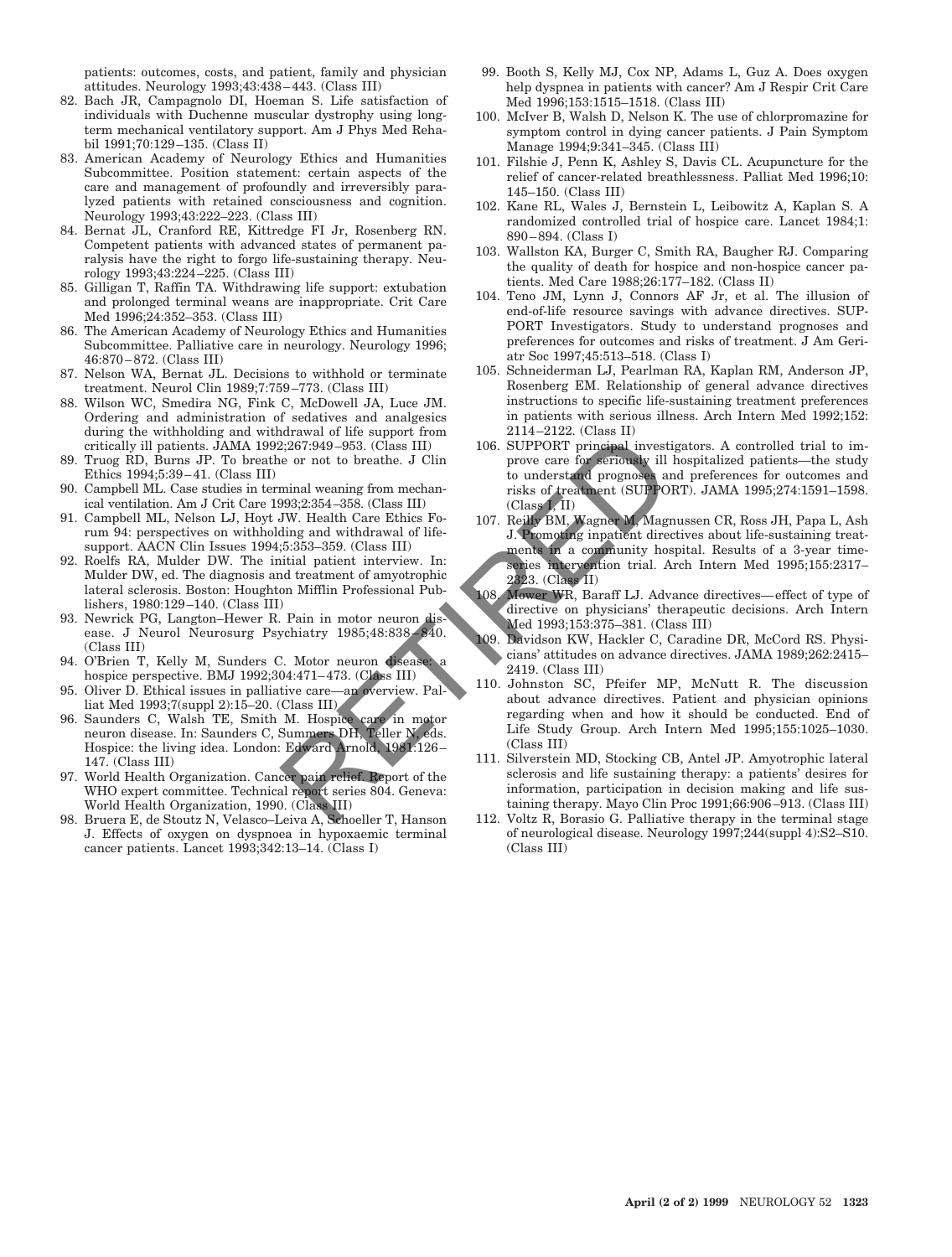patients: outcomes, costs, and patient, family and physician attitudes. Neurology 1993;43:438–443. (Class III)

82. Bach JR, Campagnolo DI, Hoeman S. Life satisfaction of individuals with Duchenne muscular dystrophy using long-term mechanical ventilatory support. Am J Phys Med Rehabil 1991;70:129–135. (Class II)
83. American Academy of Neurology Ethics and Humanities Subcommittee. Position statement: certain aspects of the care and management of profoundly and irreversibly paralyzed patients with retained consciousness and cognition. Neurology 1993;43:222–223. (Class III)
84. Bernat JL, Cranford RE, Kittredge FI Jr, Rosenberg RN. Competent patients with advanced states of permanent paralysis have the right to forgo life-sustaining therapy. Neurology 1993;43:224–225. (Class III)
85. Gilligan T, Raffin TA. Withdrawing life support: extubation and prolonged terminal weans are inappropriate. Crit Care Med 1996;24:352–353. (Class III)
86. The American Academy of Neurology Ethics and Humanities Subcommittee. Palliative care in neurology. Neurology 1996; 46:870–872. (Class III)
87. Nelson WA, Bernat JL. Decisions to withhold or terminate treatment. Neurol Clin 1989;7:759–773. (Class III)
88. Wilson WC, Smedira NG, Fink C, McDowell JA, Luce JM. Ordering and administration of sedatives and analgesics during the withholding and withdrawal of life support from critically ill patients. JAMA 1992;267:949–953. (Class III)
89. Truog RD, Burns JP. To breathe or not to breathe. J Clin Ethics 1994;5:39–41. (Class III)
90. Campbell ML. Case studies in terminal weaning from mechanical ventilation. Am J Crit Care 1993;2:354–358. (Class III)
91. Campbell ML, Nelson LJ, Hoyt JW. Health Care Ethics Forum 94: perspectives on withholding and withdrawal of life-support. AACN Clin Issues 1994;5:353–359. (Class III)
92. Roelfs RA, Mulder DW. The initial patient interview. In: Mulder DW, ed. The diagnosis and treatment of amyotrophic lateral sclerosis. Boston: Houghton Mifflin Professional Publishers, 1980:129–140. (Class III)
93. Newrick PG, Langton–Hewer R. Pain in motor neuron disease. J Neurol Neurosurg Psychiatry 1985;48:838–840. (Class III)
94. O'Brien T, Kelly M, Sunders C. Motor neuron disease: a hospice perspective. BMJ 1992;304:471–473. (Class III)
95. Oliver D. Ethical issues in palliative care—an overview. Palliat Med 1993;7(suppl 2):15–20. (Class III)
96. Saunders C, Walsh TE, Smith M. Hospice care in motor neuron disease. In: Saunders C, Summers DH, Teller N, eds. Hospice: the living idea. London: Edward Arnold, 1981:126–147. (Class III)
97. World Health Organization. Cancer pain relief. Report of the WHO expert committee. Technical report series 804. Geneva: World Health Organization, 1990. (Class III)
98. Bruera E, de Stoutz N, Velasco–Leiva A, Schoeller T, Hanson J. Effects of oxygen on dyspnoea in hypoxaemic terminal cancer patients. Lancet 1993;342:13–14. (Class I)
99. Booth S, Kelly MJ, Cox NP, Adams L, Guz A. Does oxygen help dyspnea in patients with cancer? Am J Respir Crit Care Med 1996;153:1515–1518. (Class III)
100. McIver B, Walsh D, Nelson K. The use of chlorpromazine for symptom control in dying cancer patients. J Pain Symptom Manage 1994;9:341–345. (Class III)
101. Filshie J, Penn K, Ashley S, Davis CL. Acupuncture for the relief of cancer-related breathlessness. Palliat Med 1996;10: 145–150. (Class III)
102. Kane RL, Wales J, Bernstein L, Leibowitz A, Kaplan S. A randomized controlled trial of hospice care. Lancet 1984;1: 890–894. (Class I)
103. Wallston KA, Burger C, Smith RA, Baugher RJ. Comparing the quality of death for hospice and non-hospice cancer patients. Med Care 1988;26:177–182. (Class II)
104. Teno JM, Lynn J, Connors AF Jr, et al. The illusion of end-of-life resource savings with advance directives. SUPPORT Investigators. Study to understand prognoses and preferences for outcomes and risks of treatment. J Am Geriatr Soc 1997;45:513–518. (Class I)
105. Schneiderman LJ, Pearlman RA, Kaplan RM, Anderson JP, Rosenberg EM. Relationship of general advance directives instructions to specific life-sustaining treatment preferences in patients with serious illness. Arch Intern Med 1992;152: 2114–2122. (Class II)
106. SUPPORT principal investigators. A controlled trial to improve care for seriously ill hospitalized patients—the study to understand prognoses and preferences for outcomes and risks of treatment (SUPPORT). JAMA 1995;274:1591–1598. (Class I, II)
107. Reilly BM, Wagner M, Magnussen CR, Ross JH, Papa L, Ash J. Promoting inpatient directives about life-sustaining treatments in a community hospital. Results of a 3-year time-series intervention trial. Arch Intern Med 1995;155:2317–2323. (Class II)
108. Mower WR, Baraff LJ. Advance directives—effect of type of directive on physicians' therapeutic decisions. Arch Intern Med 1993;153:375–381. (Class III)
109. Davidson KW, Hackler C, Caradine DR, McCord RS. Physicians' attitudes on advance directives. JAMA 1989;262:2415–2419. (Class III)
110. Johnston SC, Pfeifer MP, McNutt R. The discussion about advance directives. Patient and physician opinions regarding when and how it should be conducted. End of Life Study Group. Arch Intern Med 1995;155:1025–1030. (Class III)
111. Silverstein MD, Stocking CB, Antel JP. Amyotrophic lateral sclerosis and life sustaining therapy: a patients' desires for information, participation in decision making and life sustaining therapy. Mayo Clin Proc 1991;66:906–913. (Class III)
112. Voltz R, Borasio G. Palliative therapy in the terminal stage of neurological disease. Neurology 1997;244(suppl 4):S2–S10. (Class III)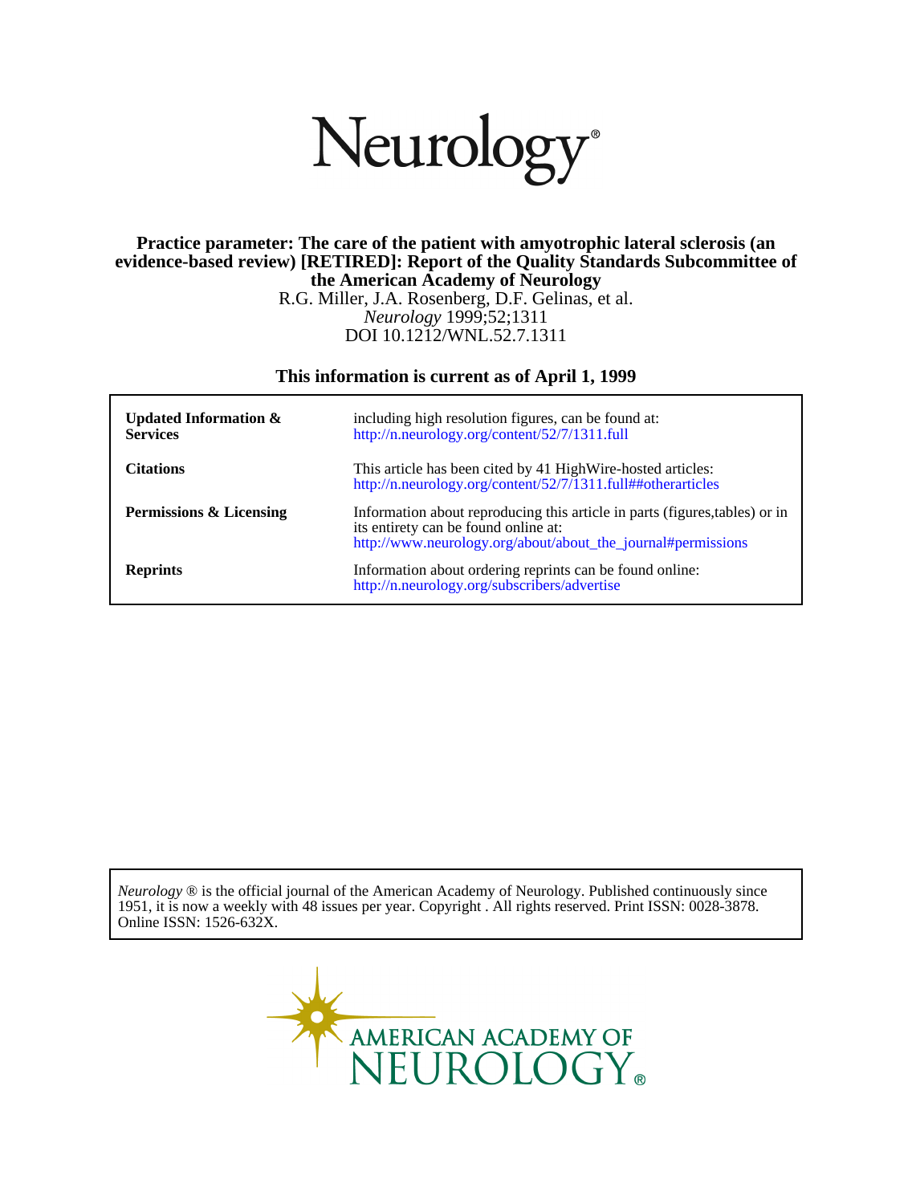# Neurology®

**Practice parameter: The care of the patient with amyotrophic lateral sclerosis (an evidence-based review) [RETIRED]: Report of the Quality Standards Subcommittee of the American Academy of Neurology**

R.G. Miller, J.A. Rosenberg, D.F. Gelinas, et al.

*Neurology* 1999;52;1311

DOI 10.1212/WNL.52.7.1311

**This information is current as of April 1, 1999**

| | |
|---|---|
| **Updated Information & Services** | including high resolution figures, can be found at: http://n.neurology.org/content/52/7/1311.full |
| **Citations** | This article has been cited by 41 HighWire-hosted articles: http://n.neurology.org/content/52/7/1311.full##otherarticles |
| **Permissions & Licensing** | Information about reproducing this article in parts (figures,tables) or in its entirety can be found online at: http://www.neurology.org/about/about_the_journal#permissions |
| **Reprints** | Information about ordering reprints can be found online: http://n.neurology.org/subscribers/advertise |

*Neurology* ® is the official journal of the American Academy of Neurology. Published continuously since 1951, it is now a weekly with 48 issues per year. Copyright . All rights reserved. Print ISSN: 0028-3878. Online ISSN: 1526-632X.

AMERICAN ACADEMY OF NEUROLOGY®